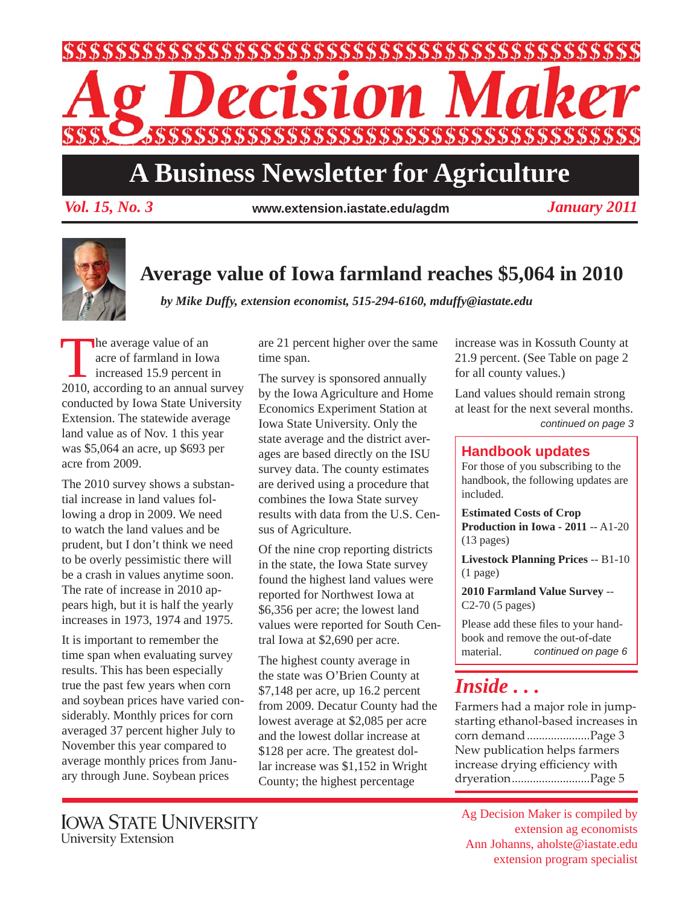# Ag Decision Maker

## A Business Newsletter for Agriculture

*Vol. 15, No. 3* www.extension.iastate.edu/agdm *January 2011*

## Average value of Iowa farmland reaches $5,064 in 2010

*by Mike Duffy, extension economist, 515-294-6160, mduffy@iastate.edu*

The average value of an acre of farmland in Iowa increased 15.9 percent in 2010, according to an annual survey conducted by Iowa State University Extension. The statewide average land value as of Nov. 1 this year was $5,064 an acre, up $693 per acre from 2009.

The 2010 survey shows a substantial increase in land values following a drop in 2009. We need to watch the land values and be prudent, but I don't think we need to be overly pessimistic there will be a crash in values anytime soon. The rate of increase in 2010 appears high, but it is half the yearly increases in 1973, 1974 and 1975.

It is important to remember the time span when evaluating survey results. This has been especially true the past few years when corn and soybean prices have varied considerably. Monthly prices for corn averaged 37 percent higher July to November this year compared to average monthly prices from January through June. Soybean prices are 21 percent higher over the same time span.

The survey is sponsored annually by the Iowa Agriculture and Home Economics Experiment Station at Iowa State University. Only the state average and the district averages are based directly on the ISU survey data. The county estimates are derived using a procedure that combines the Iowa State survey results with data from the U.S. Census of Agriculture.

Of the nine crop reporting districts in the state, the Iowa State survey found the highest land values were reported for Northwest Iowa at $6,356 per acre; the lowest land values were reported for South Central Iowa at $2,690 per acre.

The highest county average in the state was O'Brien County at $7,148 per acre, up 16.2 percent from 2009. Decatur County had the lowest average at $2,085 per acre and the lowest dollar increase at $128 per acre. The greatest dollar increase was $1,152 in Wright County; the highest percentage increase was in Kossuth County at 21.9 percent. (See Table on page 2 for all county values.)

Land values should remain strong at least for the next several months.

*continued on page 3*

### Handbook updates

For those of you subscribing to the handbook, the following updates are included.

**Estimated Costs of Crop Production in Iowa - 2011** -- A1-20 (13 pages)

**Livestock Planning Prices** -- B1-10 (1 page)

**2010 Farmland Value Survey** -- C2-70 (5 pages)

Please add these files to your handbook and remove the out-of-date material. *continued on page 6*

### *Inside . . .*

Farmers had a major role in jump-starting ethanol-based increases in corn demand ..................... Page 3

New publication helps farmers increase drying efficiency with dryeration .......................... Page 5

IOWA STATE UNIVERSITY
University Extension

Ag Decision Maker is compiled by extension ag economists
Ann Johanns, aholste@iastate.edu
extension program specialist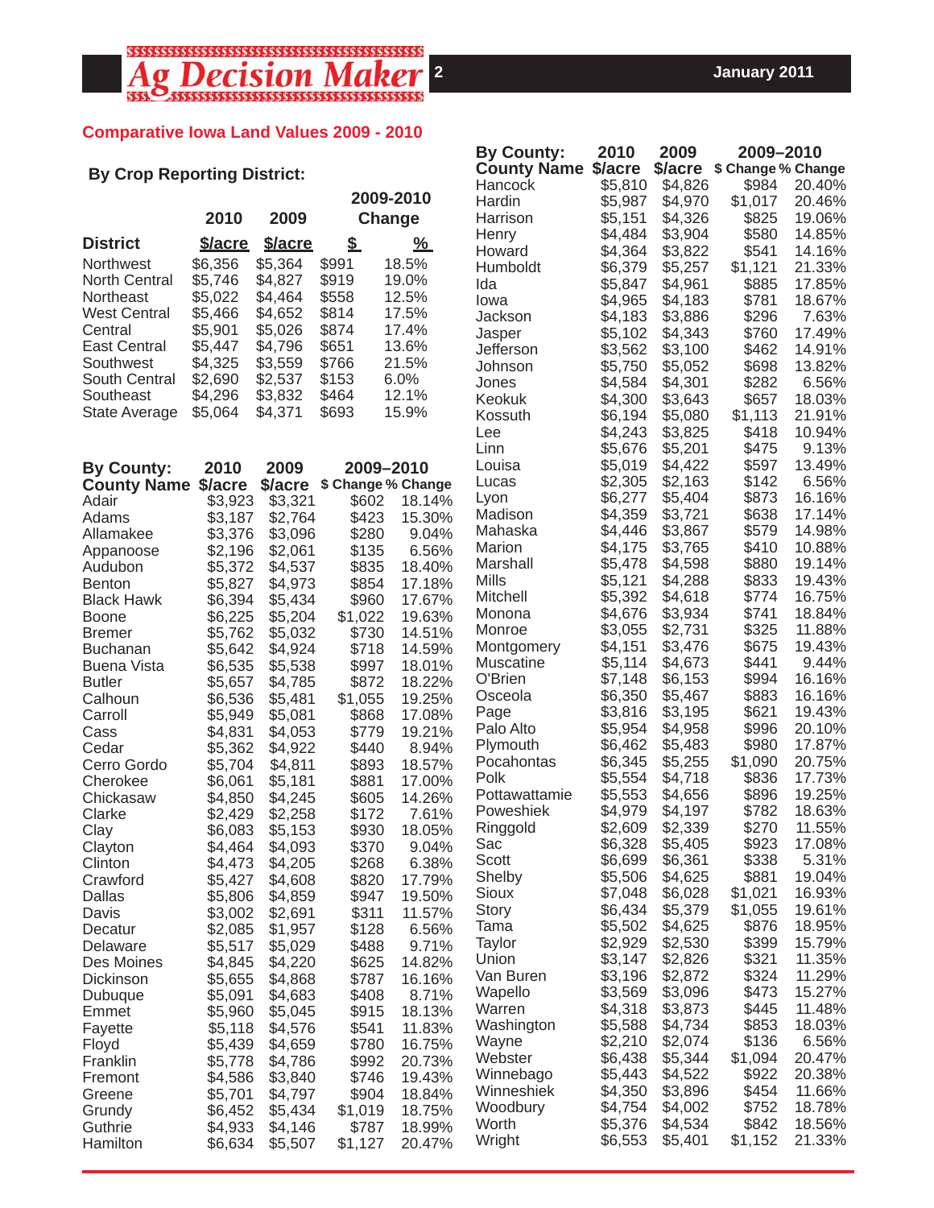## Comparative Iowa Land Values 2009 - 2010

### By Crop Reporting District:

| District | 2010 $/acre | 2009 $/acre | 2009-2010 Change $ | 2009-2010 Change % |
|---|---|---|---|---|
| Northwest | $6,356 | $5,364 | $991 | 18.5% |
| North Central | $5,746 | $4,827 | $919 | 19.0% |
| Northeast | $5,022 | $4,464 | $558 | 12.5% |
| West Central | $5,466 | $4,652 | $814 | 17.5% |
| Central | $5,901 | $5,026 | $874 | 17.4% |
| East Central | $5,447 | $4,796 | $651 | 13.6% |
| Southwest | $4,325 | $3,559 | $766 | 21.5% |
| South Central | $2,690 | $2,537 | $153 | 6.0% |
| Southeast | $4,296 | $3,832 | $464 | 12.1% |
| State Average | $5,064 | $4,371 | $693 | 15.9% |

### By County:

| County Name | 2010 $/acre | 2009 $/acre | 2009–2010 $ Change | 2009–2010 % Change |
|---|---|---|---|---|
| Adair | $3,923 | $3,321 | $602 | 18.14% |
| Adams | $3,187 | $2,764 | $423 | 15.30% |
| Allamakee | $3,376 | $3,096 | $280 | 9.04% |
| Appanoose | $2,196 | $2,061 | $135 | 6.56% |
| Audubon | $5,372 | $4,537 | $835 | 18.40% |
| Benton | $5,827 | $4,973 | $854 | 17.18% |
| Black Hawk | $6,394 | $5,434 | $960 | 17.67% |
| Boone | $6,225 | $5,204 | $1,022 | 19.63% |
| Bremer | $5,762 | $5,032 | $730 | 14.51% |
| Buchanan | $5,642 | $4,924 | $718 | 14.59% |
| Buena Vista | $6,535 | $5,538 | $997 | 18.01% |
| Butler | $5,657 | $4,785 | $872 | 18.22% |
| Calhoun | $6,536 | $5,481 | $1,055 | 19.25% |
| Carroll | $5,949 | $5,081 | $868 | 17.08% |
| Cass | $4,831 | $4,053 | $779 | 19.21% |
| Cedar | $5,362 | $4,922 | $440 | 8.94% |
| Cerro Gordo | $5,704 | $4,811 | $893 | 18.57% |
| Cherokee | $6,061 | $5,181 | $881 | 17.00% |
| Chickasaw | $4,850 | $4,245 | $605 | 14.26% |
| Clarke | $2,429 | $2,258 | $172 | 7.61% |
| Clay | $6,083 | $5,153 | $930 | 18.05% |
| Clayton | $4,464 | $4,093 | $370 | 9.04% |
| Clinton | $4,473 | $4,205 | $268 | 6.38% |
| Crawford | $5,427 | $4,608 | $820 | 17.79% |
| Dallas | $5,806 | $4,859 | $947 | 19.50% |
| Davis | $3,002 | $2,691 | $311 | 11.57% |
| Decatur | $2,085 | $1,957 | $128 | 6.56% |
| Delaware | $5,517 | $5,029 | $488 | 9.71% |
| Des Moines | $4,845 | $4,220 | $625 | 14.82% |
| Dickinson | $5,655 | $4,868 | $787 | 16.16% |
| Dubuque | $5,091 | $4,683 | $408 | 8.71% |
| Emmet | $5,960 | $5,045 | $915 | 18.13% |
| Fayette | $5,118 | $4,576 | $541 | 11.83% |
| Floyd | $5,439 | $4,659 | $780 | 16.75% |
| Franklin | $5,778 | $4,786 | $992 | 20.73% |
| Fremont | $4,586 | $3,840 | $746 | 19.43% |
| Greene | $5,701 | $4,797 | $904 | 18.84% |
| Grundy | $6,452 | $5,434 | $1,019 | 18.75% |
| Guthrie | $4,933 | $4,146 | $787 | 18.99% |
| Hamilton | $6,634 | $5,507 | $1,127 | 20.47% |
| Hancock | $5,810 | $4,826 | $984 | 20.40% |
| Hardin | $5,987 | $4,970 | $1,017 | 20.46% |
| Harrison | $5,151 | $4,326 | $825 | 19.06% |
| Henry | $4,484 | $3,904 | $580 | 14.85% |
| Howard | $4,364 | $3,822 | $541 | 14.16% |
| Humboldt | $6,379 | $5,257 | $1,121 | 21.33% |
| Ida | $5,847 | $4,961 | $885 | 17.85% |
| Iowa | $4,965 | $4,183 | $781 | 18.67% |
| Jackson | $4,183 | $3,886 | $296 | 7.63% |
| Jasper | $5,102 | $4,343 | $760 | 17.49% |
| Jefferson | $3,562 | $3,100 | $462 | 14.91% |
| Johnson | $5,750 | $5,052 | $698 | 13.82% |
| Jones | $4,584 | $4,301 | $282 | 6.56% |
| Keokuk | $4,300 | $3,643 | $657 | 18.03% |
| Kossuth | $6,194 | $5,080 | $1,113 | 21.91% |
| Lee | $4,243 | $3,825 | $418 | 10.94% |
| Linn | $5,676 | $5,201 | $475 | 9.13% |
| Louisa | $5,019 | $4,422 | $597 | 13.49% |
| Lucas | $2,305 | $2,163 | $142 | 6.56% |
| Lyon | $6,277 | $5,404 | $873 | 16.16% |
| Madison | $4,359 | $3,721 | $638 | 17.14% |
| Mahaska | $4,446 | $3,867 | $579 | 14.98% |
| Marion | $4,175 | $3,765 | $410 | 10.88% |
| Marshall | $5,478 | $4,598 | $880 | 19.14% |
| Mills | $5,121 | $4,288 | $833 | 19.43% |
| Mitchell | $5,392 | $4,618 | $774 | 16.75% |
| Monona | $4,676 | $3,934 | $741 | 18.84% |
| Monroe | $3,055 | $2,731 | $325 | 11.88% |
| Montgomery | $4,151 | $3,476 | $675 | 19.43% |
| Muscatine | $5,114 | $4,673 | $441 | 9.44% |
| O'Brien | $7,148 | $6,153 | $994 | 16.16% |
| Osceola | $6,350 | $5,467 | $883 | 16.16% |
| Page | $3,816 | $3,195 | $621 | 19.43% |
| Palo Alto | $5,954 | $4,958 | $996 | 20.10% |
| Plymouth | $6,462 | $5,483 | $980 | 17.87% |
| Pocahontas | $6,345 | $5,255 | $1,090 | 20.75% |
| Polk | $5,554 | $4,718 | $836 | 17.73% |
| Pottawattamie | $5,553 | $4,656 | $896 | 19.25% |
| Poweshiek | $4,979 | $4,197 | $782 | 18.63% |
| Ringgold | $2,609 | $2,339 | $270 | 11.55% |
| Sac | $6,328 | $5,405 | $923 | 17.08% |
| Scott | $6,699 | $6,361 | $338 | 5.31% |
| Shelby | $5,506 | $4,625 | $881 | 19.04% |
| Sioux | $7,048 | $6,028 | $1,021 | 16.93% |
| Story | $6,434 | $5,379 | $1,055 | 19.61% |
| Tama | $5,502 | $4,625 | $876 | 18.95% |
| Taylor | $2,929 | $2,530 | $399 | 15.79% |
| Union | $3,147 | $2,826 | $321 | 11.35% |
| Van Buren | $3,196 | $2,872 | $324 | 11.29% |
| Wapello | $3,569 | $3,096 | $473 | 15.27% |
| Warren | $4,318 | $3,873 | $445 | 11.48% |
| Washington | $5,588 | $4,734 | $853 | 18.03% |
| Wayne | $2,210 | $2,074 | $136 | 6.56% |
| Webster | $6,438 | $5,344 | $1,094 | 20.47% |
| Winnebago | $5,443 | $4,522 | $922 | 20.38% |
| Winneshiek | $4,350 | $3,896 | $454 | 11.66% |
| Woodbury | $4,754 | $4,002 | $752 | 18.78% |
| Worth | $5,376 | $4,534 | $842 | 18.56% |
| Wright | $6,553 | $5,401 | $1,152 | 21.33% |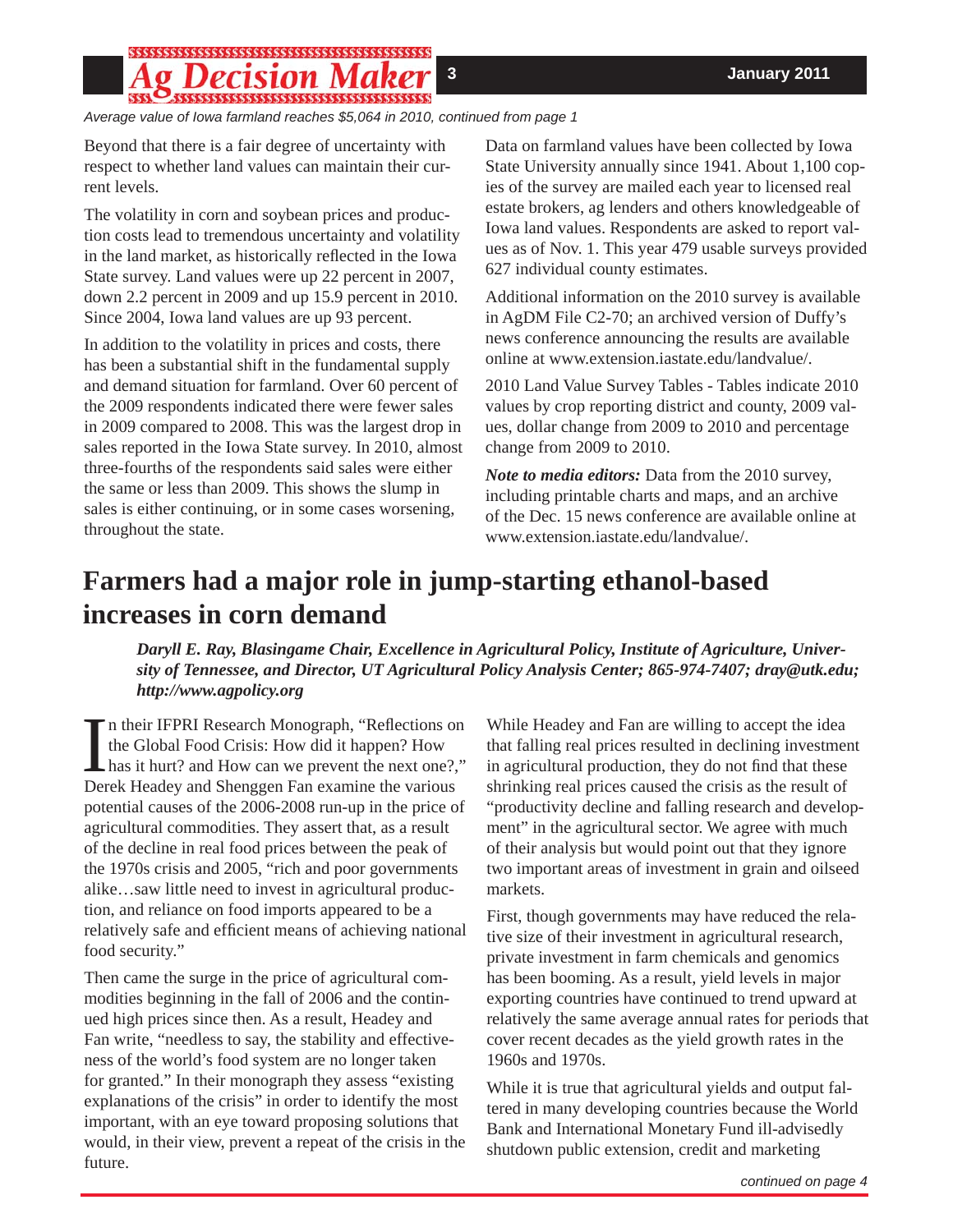*Average value of Iowa farmland reaches $5,064 in 2010, continued from page 1*

Beyond that there is a fair degree of uncertainty with respect to whether land values can maintain their current levels.

The volatility in corn and soybean prices and production costs lead to tremendous uncertainty and volatility in the land market, as historically reflected in the Iowa State survey. Land values were up 22 percent in 2007, down 2.2 percent in 2009 and up 15.9 percent in 2010. Since 2004, Iowa land values are up 93 percent.

In addition to the volatility in prices and costs, there has been a substantial shift in the fundamental supply and demand situation for farmland. Over 60 percent of the 2009 respondents indicated there were fewer sales in 2009 compared to 2008. This was the largest drop in sales reported in the Iowa State survey. In 2010, almost three-fourths of the respondents said sales were either the same or less than 2009. This shows the slump in sales is either continuing, or in some cases worsening, throughout the state.

Data on farmland values have been collected by Iowa State University annually since 1941. About 1,100 copies of the survey are mailed each year to licensed real estate brokers, ag lenders and others knowledgeable of Iowa land values. Respondents are asked to report values as of Nov. 1. This year 479 usable surveys provided 627 individual county estimates.

Additional information on the 2010 survey is available in AgDM File C2-70; an archived version of Duffy's news conference announcing the results are available online at www.extension.iastate.edu/landvalue/.

2010 Land Value Survey Tables - Tables indicate 2010 values by crop reporting district and county, 2009 values, dollar change from 2009 to 2010 and percentage change from 2009 to 2010.

***Note to media editors:*** Data from the 2010 survey, including printable charts and maps, and an archive of the Dec. 15 news conference are available online at www.extension.iastate.edu/landvalue/.

# Farmers had a major role in jump-starting ethanol-based increases in corn demand

***Daryll E. Ray, Blasingame Chair, Excellence in Agricultural Policy, Institute of Agriculture, University of Tennessee, and Director, UT Agricultural Policy Analysis Center; 865-974-7407; dray@utk.edu; http://www.agpolicy.org***

In their IFPRI Research Monograph, "Reflections on the Global Food Crisis: How did it happen? How has it hurt? and How can we prevent the next one?," Derek Headey and Shenggen Fan examine the various potential causes of the 2006-2008 run-up in the price of agricultural commodities. They assert that, as a result of the decline in real food prices between the peak of the 1970s crisis and 2005, "rich and poor governments alike…saw little need to invest in agricultural production, and reliance on food imports appeared to be a relatively safe and efficient means of achieving national food security."

Then came the surge in the price of agricultural commodities beginning in the fall of 2006 and the continued high prices since then. As a result, Headey and Fan write, "needless to say, the stability and effectiveness of the world's food system are no longer taken for granted." In their monograph they assess "existing explanations of the crisis" in order to identify the most important, with an eye toward proposing solutions that would, in their view, prevent a repeat of the crisis in the future.

While Headey and Fan are willing to accept the idea that falling real prices resulted in declining investment in agricultural production, they do not find that these shrinking real prices caused the crisis as the result of "productivity decline and falling research and development" in the agricultural sector. We agree with much of their analysis but would point out that they ignore two important areas of investment in grain and oilseed markets.

First, though governments may have reduced the relative size of their investment in agricultural research, private investment in farm chemicals and genomics has been booming. As a result, yield levels in major exporting countries have continued to trend upward at relatively the same average annual rates for periods that cover recent decades as the yield growth rates in the 1960s and 1970s.

While it is true that agricultural yields and output faltered in many developing countries because the World Bank and International Monetary Fund ill-advisedly shutdown public extension, credit and marketing

*continued on page 4*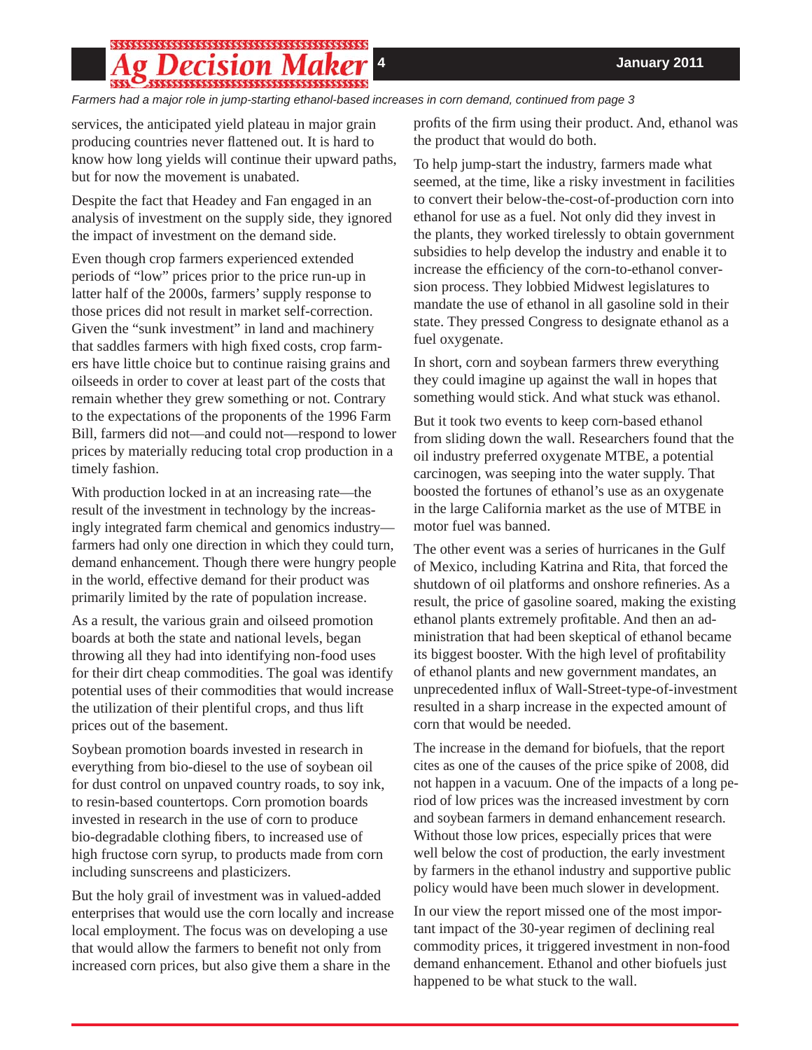*Farmers had a major role in jump-starting ethanol-based increases in corn demand, continued from page 3*

services, the anticipated yield plateau in major grain producing countries never flattened out. It is hard to know how long yields will continue their upward paths, but for now the movement is unabated.

Despite the fact that Headey and Fan engaged in an analysis of investment on the supply side, they ignored the impact of investment on the demand side.

Even though crop farmers experienced extended periods of "low" prices prior to the price run-up in latter half of the 2000s, farmers' supply response to those prices did not result in market self-correction. Given the "sunk investment" in land and machinery that saddles farmers with high fixed costs, crop farmers have little choice but to continue raising grains and oilseeds in order to cover at least part of the costs that remain whether they grew something or not. Contrary to the expectations of the proponents of the 1996 Farm Bill, farmers did not—and could not—respond to lower prices by materially reducing total crop production in a timely fashion.

With production locked in at an increasing rate—the result of the investment in technology by the increasingly integrated farm chemical and genomics industry—farmers had only one direction in which they could turn, demand enhancement. Though there were hungry people in the world, effective demand for their product was primarily limited by the rate of population increase.

As a result, the various grain and oilseed promotion boards at both the state and national levels, began throwing all they had into identifying non-food uses for their dirt cheap commodities. The goal was identify potential uses of their commodities that would increase the utilization of their plentiful crops, and thus lift prices out of the basement.

Soybean promotion boards invested in research in everything from bio-diesel to the use of soybean oil for dust control on unpaved country roads, to soy ink, to resin-based countertops. Corn promotion boards invested in research in the use of corn to produce bio-degradable clothing fibers, to increased use of high fructose corn syrup, to products made from corn including sunscreens and plasticizers.

But the holy grail of investment was in valued-added enterprises that would use the corn locally and increase local employment. The focus was on developing a use that would allow the farmers to benefit not only from increased corn prices, but also give them a share in the profits of the firm using their product. And, ethanol was the product that would do both.

To help jump-start the industry, farmers made what seemed, at the time, like a risky investment in facilities to convert their below-the-cost-of-production corn into ethanol for use as a fuel. Not only did they invest in the plants, they worked tirelessly to obtain government subsidies to help develop the industry and enable it to increase the efficiency of the corn-to-ethanol conversion process. They lobbied Midwest legislatures to mandate the use of ethanol in all gasoline sold in their state. They pressed Congress to designate ethanol as a fuel oxygenate.

In short, corn and soybean farmers threw everything they could imagine up against the wall in hopes that something would stick. And what stuck was ethanol.

But it took two events to keep corn-based ethanol from sliding down the wall. Researchers found that the oil industry preferred oxygenate MTBE, a potential carcinogen, was seeping into the water supply. That boosted the fortunes of ethanol's use as an oxygenate in the large California market as the use of MTBE in motor fuel was banned.

The other event was a series of hurricanes in the Gulf of Mexico, including Katrina and Rita, that forced the shutdown of oil platforms and onshore refineries. As a result, the price of gasoline soared, making the existing ethanol plants extremely profitable. And then an administration that had been skeptical of ethanol became its biggest booster. With the high level of profitability of ethanol plants and new government mandates, an unprecedented influx of Wall-Street-type-of-investment resulted in a sharp increase in the expected amount of corn that would be needed.

The increase in the demand for biofuels, that the report cites as one of the causes of the price spike of 2008, did not happen in a vacuum. One of the impacts of a long period of low prices was the increased investment by corn and soybean farmers in demand enhancement research. Without those low prices, especially prices that were well below the cost of production, the early investment by farmers in the ethanol industry and supportive public policy would have been much slower in development.

In our view the report missed one of the most important impact of the 30-year regimen of declining real commodity prices, it triggered investment in non-food demand enhancement. Ethanol and other biofuels just happened to be what stuck to the wall.